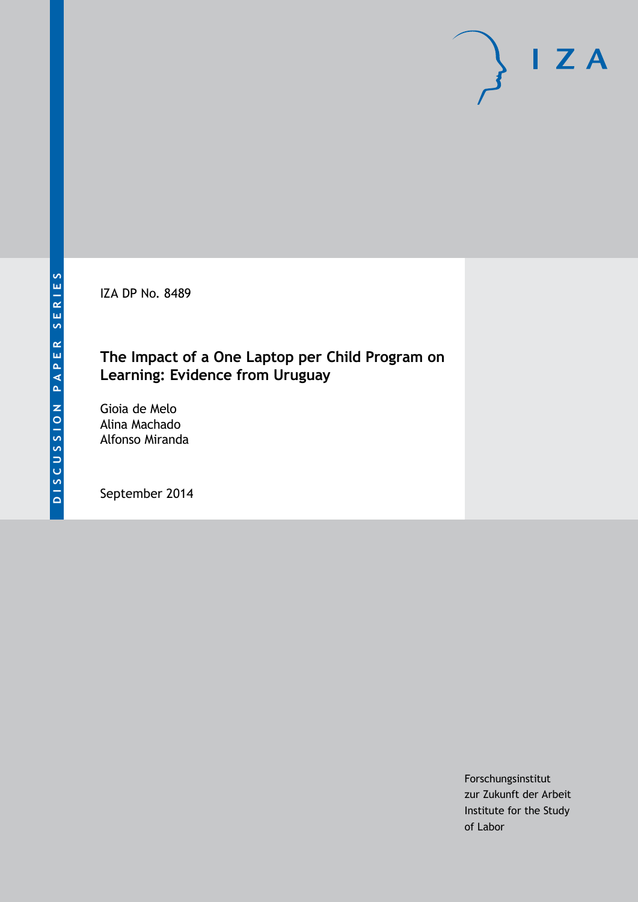DISCUSSION PAPER SERIES

IZA

IZA DP No. 8489

# The Impact of a One Laptop per Child Program on Learning: Evidence from Uruguay

Gioia de Melo
Alina Machado
Alfonso Miranda

September 2014

Forschungsinstitut
zur Zukunft der Arbeit
Institute for the Study
of Labor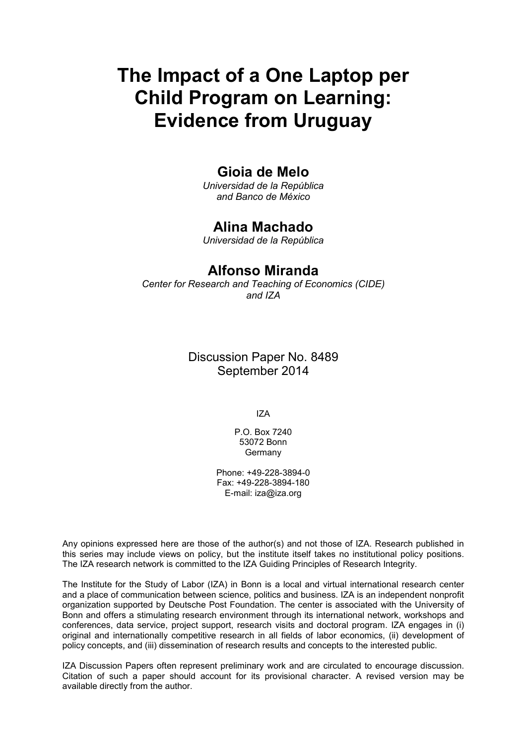# The Impact of a One Laptop per Child Program on Learning: Evidence from Uruguay

## Gioia de Melo

*Universidad de la República and Banco de México*

## Alina Machado

*Universidad de la República*

## Alfonso Miranda

*Center for Research and Teaching of Economics (CIDE) and IZA*

Discussion Paper No. 8489
September 2014

IZA

P.O. Box 7240
53072 Bonn
Germany

Phone: +49-228-3894-0
Fax: +49-228-3894-180
E-mail: iza@iza.org

Any opinions expressed here are those of the author(s) and not those of IZA. Research published in this series may include views on policy, but the institute itself takes no institutional policy positions. The IZA research network is committed to the IZA Guiding Principles of Research Integrity.

The Institute for the Study of Labor (IZA) in Bonn is a local and virtual international research center and a place of communication between science, politics and business. IZA is an independent nonprofit organization supported by Deutsche Post Foundation. The center is associated with the University of Bonn and offers a stimulating research environment through its international network, workshops and conferences, data service, project support, research visits and doctoral program. IZA engages in (i) original and internationally competitive research in all fields of labor economics, (ii) development of policy concepts, and (iii) dissemination of research results and concepts to the interested public.

IZA Discussion Papers often represent preliminary work and are circulated to encourage discussion. Citation of such a paper should account for its provisional character. A revised version may be available directly from the author.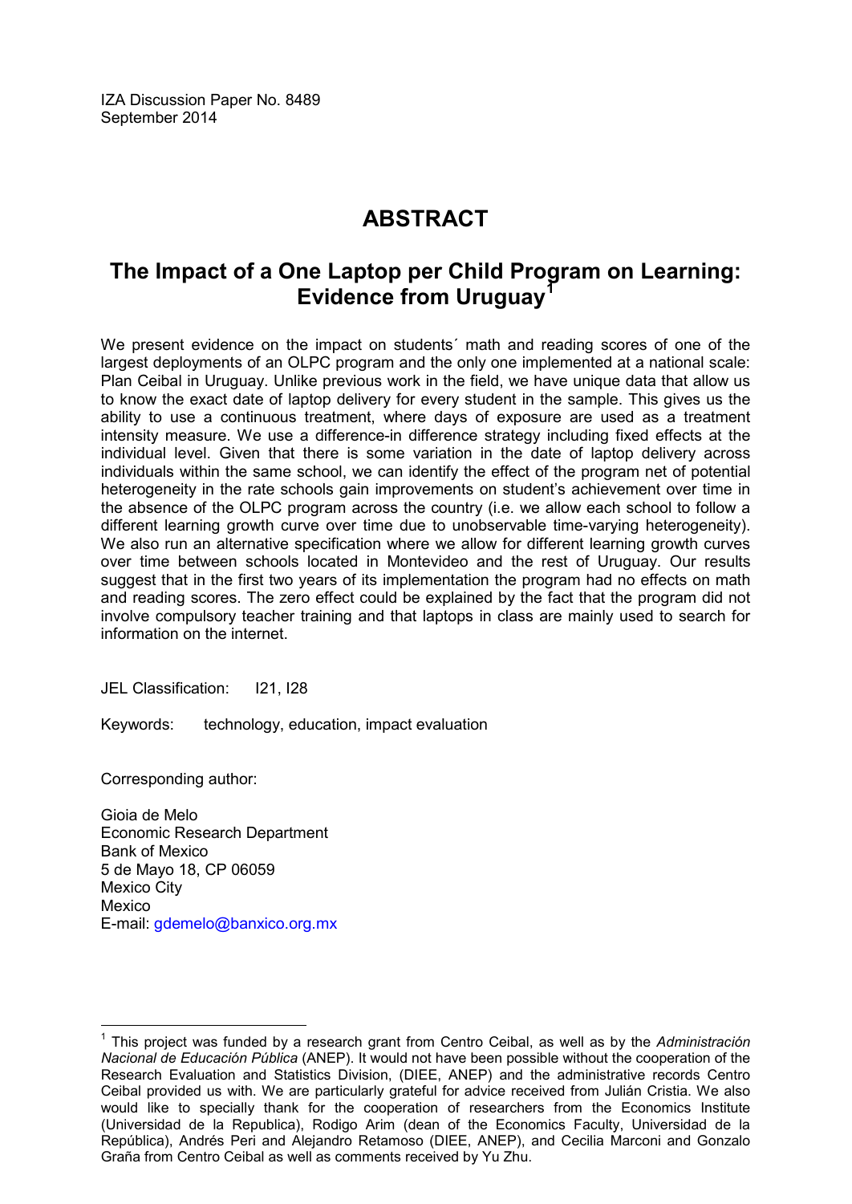IZA Discussion Paper No. 8489
September 2014

# ABSTRACT

## The Impact of a One Laptop per Child Program on Learning: Evidence from Uruguay[1]

We present evidence on the impact on students´ math and reading scores of one of the largest deployments of an OLPC program and the only one implemented at a national scale: Plan Ceibal in Uruguay. Unlike previous work in the field, we have unique data that allow us to know the exact date of laptop delivery for every student in the sample. This gives us the ability to use a continuous treatment, where days of exposure are used as a treatment intensity measure. We use a difference-in difference strategy including fixed effects at the individual level. Given that there is some variation in the date of laptop delivery across individuals within the same school, we can identify the effect of the program net of potential heterogeneity in the rate schools gain improvements on student's achievement over time in the absence of the OLPC program across the country (i.e. we allow each school to follow a different learning growth curve over time due to unobservable time-varying heterogeneity). We also run an alternative specification where we allow for different learning growth curves over time between schools located in Montevideo and the rest of Uruguay. Our results suggest that in the first two years of its implementation the program had no effects on math and reading scores. The zero effect could be explained by the fact that the program did not involve compulsory teacher training and that laptops in class are mainly used to search for information on the internet.

JEL Classification: I21, I28

Keywords: technology, education, impact evaluation

Corresponding author:

Gioia de Melo
Economic Research Department
Bank of Mexico
5 de Mayo 18, CP 06059
Mexico City
Mexico
E-mail: gdemelo@banxico.org.mx

---

[1] This project was funded by a research grant from Centro Ceibal, as well as by the *Administración Nacional de Educación Pública* (ANEP). It would not have been possible without the cooperation of the Research Evaluation and Statistics Division, (DIEE, ANEP) and the administrative records Centro Ceibal provided us with. We are particularly grateful for advice received from Julián Cristia. We also would like to specially thank for the cooperation of researchers from the Economics Institute (Universidad de la Republica), Rodigo Arim (dean of the Economics Faculty, Universidad de la República), Andrés Peri and Alejandro Retamoso (DIEE, ANEP), and Cecilia Marconi and Gonzalo Graña from Centro Ceibal as well as comments received by Yu Zhu.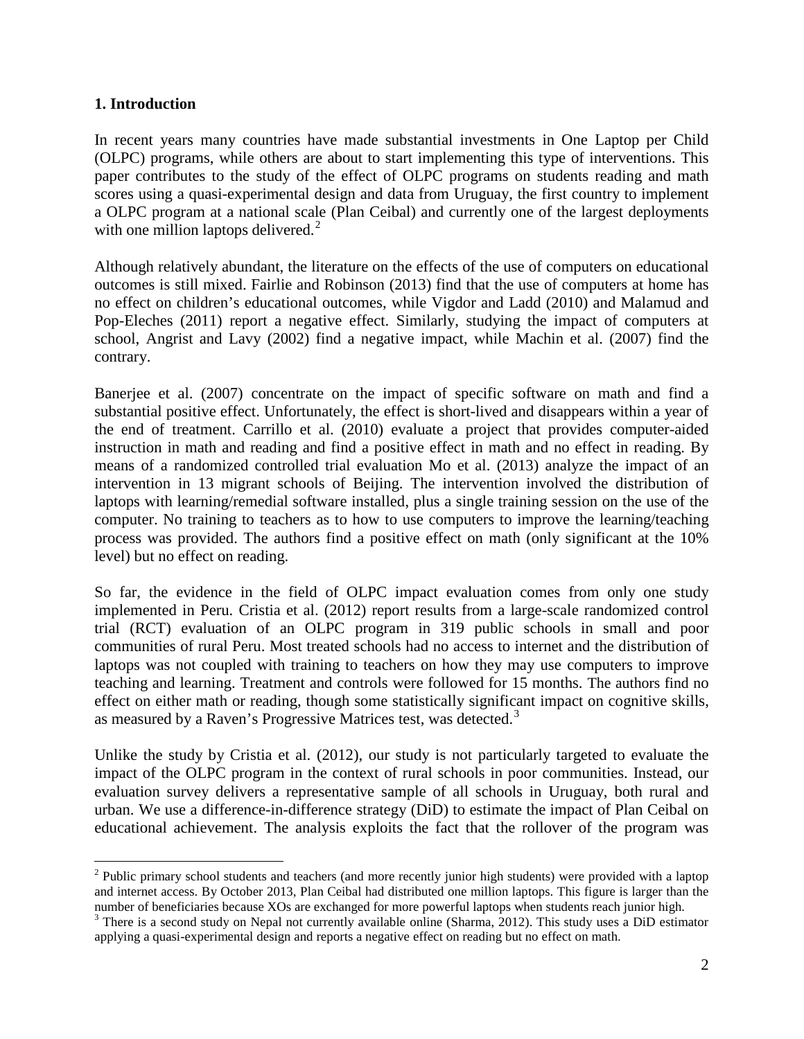## 1. Introduction

In recent years many countries have made substantial investments in One Laptop per Child (OLPC) programs, while others are about to start implementing this type of interventions. This paper contributes to the study of the effect of OLPC programs on students reading and math scores using a quasi-experimental design and data from Uruguay, the first country to implement a OLPC program at a national scale (Plan Ceibal) and currently one of the largest deployments with one million laptops delivered.[2]

Although relatively abundant, the literature on the effects of the use of computers on educational outcomes is still mixed. Fairlie and Robinson (2013) find that the use of computers at home has no effect on children's educational outcomes, while Vigdor and Ladd (2010) and Malamud and Pop-Eleches (2011) report a negative effect. Similarly, studying the impact of computers at school, Angrist and Lavy (2002) find a negative impact, while Machin et al. (2007) find the contrary.

Banerjee et al. (2007) concentrate on the impact of specific software on math and find a substantial positive effect. Unfortunately, the effect is short-lived and disappears within a year of the end of treatment. Carrillo et al. (2010) evaluate a project that provides computer-aided instruction in math and reading and find a positive effect in math and no effect in reading. By means of a randomized controlled trial evaluation Mo et al. (2013) analyze the impact of an intervention in 13 migrant schools of Beijing. The intervention involved the distribution of laptops with learning/remedial software installed, plus a single training session on the use of the computer. No training to teachers as to how to use computers to improve the learning/teaching process was provided. The authors find a positive effect on math (only significant at the 10% level) but no effect on reading.

So far, the evidence in the field of OLPC impact evaluation comes from only one study implemented in Peru. Cristia et al. (2012) report results from a large-scale randomized control trial (RCT) evaluation of an OLPC program in 319 public schools in small and poor communities of rural Peru. Most treated schools had no access to internet and the distribution of laptops was not coupled with training to teachers on how they may use computers to improve teaching and learning. Treatment and controls were followed for 15 months. The authors find no effect on either math or reading, though some statistically significant impact on cognitive skills, as measured by a Raven's Progressive Matrices test, was detected.[3]

Unlike the study by Cristia et al. (2012), our study is not particularly targeted to evaluate the impact of the OLPC program in the context of rural schools in poor communities. Instead, our evaluation survey delivers a representative sample of all schools in Uruguay, both rural and urban. We use a difference-in-difference strategy (DiD) to estimate the impact of Plan Ceibal on educational achievement. The analysis exploits the fact that the rollover of the program was

[2] Public primary school students and teachers (and more recently junior high students) were provided with a laptop and internet access. By October 2013, Plan Ceibal had distributed one million laptops. This figure is larger than the number of beneficiaries because XOs are exchanged for more powerful laptops when students reach junior high.

[3] There is a second study on Nepal not currently available online (Sharma, 2012). This study uses a DiD estimator applying a quasi-experimental design and reports a negative effect on reading but no effect on math.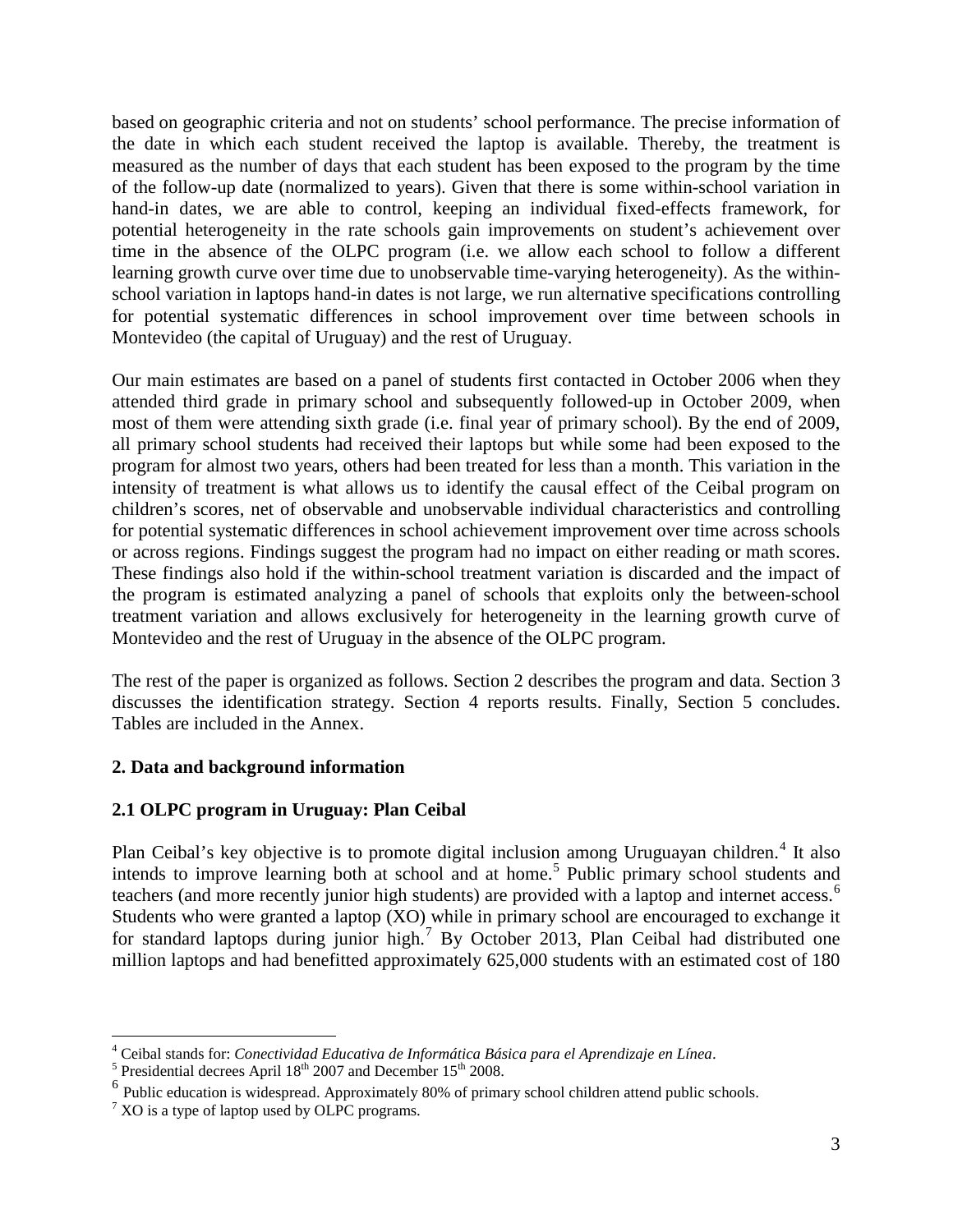based on geographic criteria and not on students' school performance. The precise information of the date in which each student received the laptop is available. Thereby, the treatment is measured as the number of days that each student has been exposed to the program by the time of the follow-up date (normalized to years). Given that there is some within-school variation in hand-in dates, we are able to control, keeping an individual fixed-effects framework, for potential heterogeneity in the rate schools gain improvements on student's achievement over time in the absence of the OLPC program (i.e. we allow each school to follow a different learning growth curve over time due to unobservable time-varying heterogeneity). As the within-school variation in laptops hand-in dates is not large, we run alternative specifications controlling for potential systematic differences in school improvement over time between schools in Montevideo (the capital of Uruguay) and the rest of Uruguay.

Our main estimates are based on a panel of students first contacted in October 2006 when they attended third grade in primary school and subsequently followed-up in October 2009, when most of them were attending sixth grade (i.e. final year of primary school). By the end of 2009, all primary school students had received their laptops but while some had been exposed to the program for almost two years, others had been treated for less than a month. This variation in the intensity of treatment is what allows us to identify the causal effect of the Ceibal program on children's scores, net of observable and unobservable individual characteristics and controlling for potential systematic differences in school achievement improvement over time across schools or across regions. Findings suggest the program had no impact on either reading or math scores. These findings also hold if the within-school treatment variation is discarded and the impact of the program is estimated analyzing a panel of schools that exploits only the between-school treatment variation and allows exclusively for heterogeneity in the learning growth curve of Montevideo and the rest of Uruguay in the absence of the OLPC program.

The rest of the paper is organized as follows. Section 2 describes the program and data. Section 3 discusses the identification strategy. Section 4 reports results. Finally, Section 5 concludes. Tables are included in the Annex.

## 2. Data and background information

### 2.1 OLPC program in Uruguay: Plan Ceibal

Plan Ceibal's key objective is to promote digital inclusion among Uruguayan children.[4] It also intends to improve learning both at school and at home.[5] Public primary school students and teachers (and more recently junior high students) are provided with a laptop and internet access.[6] Students who were granted a laptop (XO) while in primary school are encouraged to exchange it for standard laptops during junior high.[7] By October 2013, Plan Ceibal had distributed one million laptops and had benefitted approximately 625,000 students with an estimated cost of 180

---

[4] Ceibal stands for: *Conectividad Educativa de Informática Básica para el Aprendizaje en Línea*.

[5] Presidential decrees April 18th 2007 and December 15th 2008.

[6] Public education is widespread. Approximately 80% of primary school children attend public schools.

[7] XO is a type of laptop used by OLPC programs.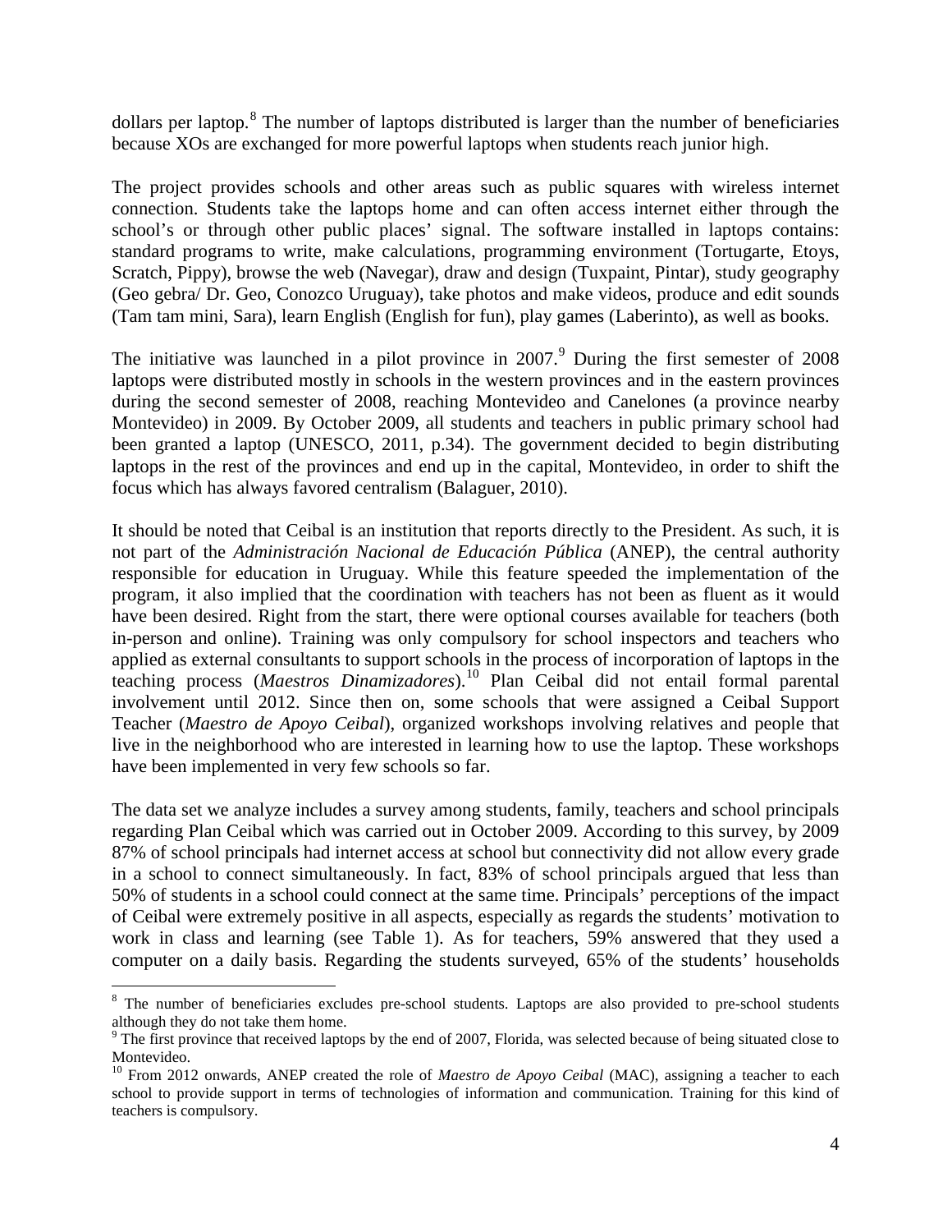dollars per laptop.[8] The number of laptops distributed is larger than the number of beneficiaries because XOs are exchanged for more powerful laptops when students reach junior high.

The project provides schools and other areas such as public squares with wireless internet connection. Students take the laptops home and can often access internet either through the school's or through other public places' signal. The software installed in laptops contains: standard programs to write, make calculations, programming environment (Tortugarte, Etoys, Scratch, Pippy), browse the web (Navegar), draw and design (Tuxpaint, Pintar), study geography (Geo gebra/ Dr. Geo, Conozco Uruguay), take photos and make videos, produce and edit sounds (Tam tam mini, Sara), learn English (English for fun), play games (Laberinto), as well as books.

The initiative was launched in a pilot province in 2007.[9] During the first semester of 2008 laptops were distributed mostly in schools in the western provinces and in the eastern provinces during the second semester of 2008, reaching Montevideo and Canelones (a province nearby Montevideo) in 2009. By October 2009, all students and teachers in public primary school had been granted a laptop (UNESCO, 2011, p.34). The government decided to begin distributing laptops in the rest of the provinces and end up in the capital, Montevideo, in order to shift the focus which has always favored centralism (Balaguer, 2010).

It should be noted that Ceibal is an institution that reports directly to the President. As such, it is not part of the *Administración Nacional de Educación Pública* (ANEP), the central authority responsible for education in Uruguay. While this feature speeded the implementation of the program, it also implied that the coordination with teachers has not been as fluent as it would have been desired. Right from the start, there were optional courses available for teachers (both in-person and online). Training was only compulsory for school inspectors and teachers who applied as external consultants to support schools in the process of incorporation of laptops in the teaching process (*Maestros Dinamizadores*).[10] Plan Ceibal did not entail formal parental involvement until 2012. Since then on, some schools that were assigned a Ceibal Support Teacher (*Maestro de Apoyo Ceibal*), organized workshops involving relatives and people that live in the neighborhood who are interested in learning how to use the laptop. These workshops have been implemented in very few schools so far.

The data set we analyze includes a survey among students, family, teachers and school principals regarding Plan Ceibal which was carried out in October 2009. According to this survey, by 2009 87% of school principals had internet access at school but connectivity did not allow every grade in a school to connect simultaneously. In fact, 83% of school principals argued that less than 50% of students in a school could connect at the same time. Principals' perceptions of the impact of Ceibal were extremely positive in all aspects, especially as regards the students' motivation to work in class and learning (see Table 1). As for teachers, 59% answered that they used a computer on a daily basis. Regarding the students surveyed, 65% of the students' households

---

[8] The number of beneficiaries excludes pre-school students. Laptops are also provided to pre-school students although they do not take them home.

[9] The first province that received laptops by the end of 2007, Florida, was selected because of being situated close to Montevideo.

[10] From 2012 onwards, ANEP created the role of *Maestro de Apoyo Ceibal* (MAC), assigning a teacher to each school to provide support in terms of technologies of information and communication. Training for this kind of teachers is compulsory.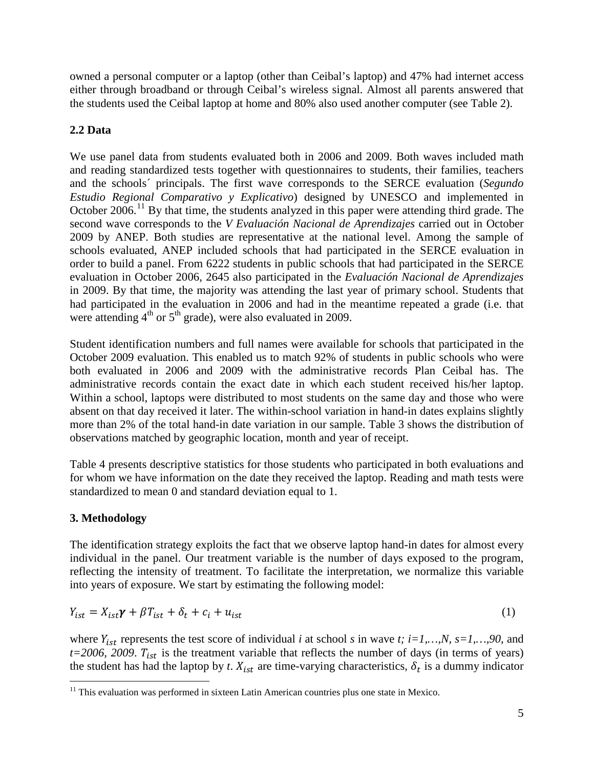owned a personal computer or a laptop (other than Ceibal's laptop) and 47% had internet access either through broadband or through Ceibal's wireless signal. Almost all parents answered that the students used the Ceibal laptop at home and 80% also used another computer (see Table 2).

## 2.2 Data

We use panel data from students evaluated both in 2006 and 2009. Both waves included math and reading standardized tests together with questionnaires to students, their families, teachers and the schools´ principals. The first wave corresponds to the SERCE evaluation (*Segundo Estudio Regional Comparativo y Explicativo*) designed by UNESCO and implemented in October 2006.[11] By that time, the students analyzed in this paper were attending third grade. The second wave corresponds to the *V Evaluación Nacional de Aprendizajes* carried out in October 2009 by ANEP. Both studies are representative at the national level. Among the sample of schools evaluated, ANEP included schools that had participated in the SERCE evaluation in order to build a panel. From 6222 students in public schools that had participated in the SERCE evaluation in October 2006, 2645 also participated in the *Evaluación Nacional de Aprendizajes* in 2009. By that time, the majority was attending the last year of primary school. Students that had participated in the evaluation in 2006 and had in the meantime repeated a grade (i.e. that were attending 4th or 5th grade), were also evaluated in 2009.

Student identification numbers and full names were available for schools that participated in the October 2009 evaluation. This enabled us to match 92% of students in public schools who were both evaluated in 2006 and 2009 with the administrative records Plan Ceibal has. The administrative records contain the exact date in which each student received his/her laptop. Within a school, laptops were distributed to most students on the same day and those who were absent on that day received it later. The within-school variation in hand-in dates explains slightly more than 2% of the total hand-in date variation in our sample. Table 3 shows the distribution of observations matched by geographic location, month and year of receipt.

Table 4 presents descriptive statistics for those students who participated in both evaluations and for whom we have information on the date they received the laptop. Reading and math tests were standardized to mean 0 and standard deviation equal to 1.

## 3. Methodology

The identification strategy exploits the fact that we observe laptop hand-in dates for almost every individual in the panel. Our treatment variable is the number of days exposed to the program, reflecting the intensity of treatment. To facilitate the interpretation, we normalize this variable into years of exposure. We start by estimating the following model:

$$Y_{ist} = X_{ist}\boldsymbol{\gamma} + \beta T_{ist} + \delta_t + c_i + u_{ist} \qquad (1)$$

where $Y_{ist}$ represents the test score of individual *i* at school *s* in wave *t*; $i=1,\ldots,N$, $s=1,\ldots,90$, and $t=2006, 2009$. $T_{ist}$ is the treatment variable that reflects the number of days (in terms of years) the student has had the laptop by *t*. $X_{ist}$ are time-varying characteristics, $\delta_t$ is a dummy indicator

[11] This evaluation was performed in sixteen Latin American countries plus one state in Mexico.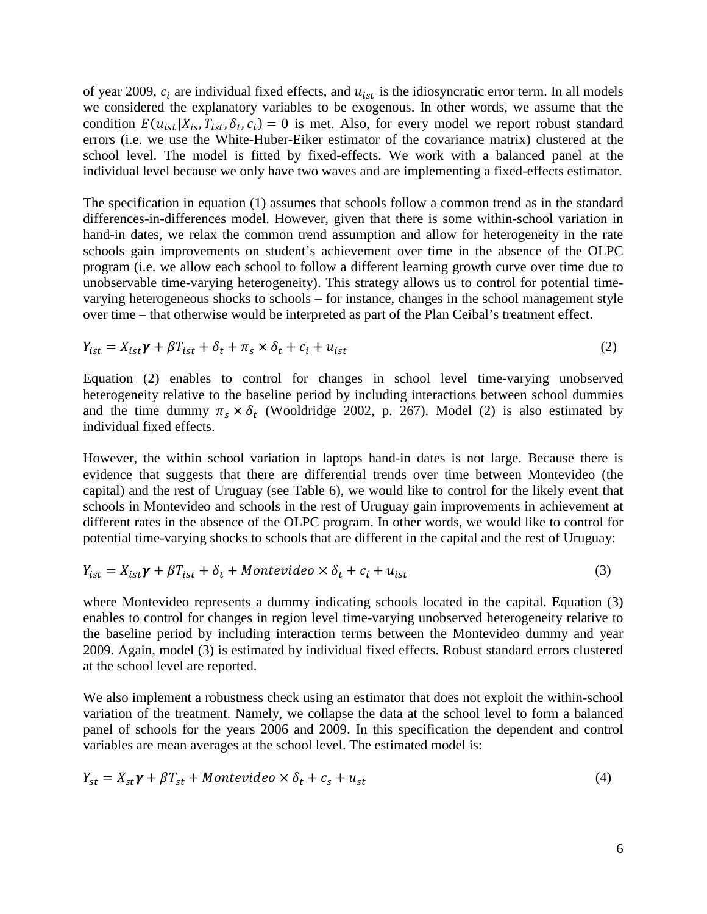of year 2009, $c_i$ are individual fixed effects, and $u_{ist}$ is the idiosyncratic error term. In all models we considered the explanatory variables to be exogenous. In other words, we assume that the condition $E(u_{ist}|X_{is}, T_{ist}, \delta_t, c_i) = 0$ is met. Also, for every model we report robust standard errors (i.e. we use the White-Huber-Eiker estimator of the covariance matrix) clustered at the school level. The model is fitted by fixed-effects. We work with a balanced panel at the individual level because we only have two waves and are implementing a fixed-effects estimator.

The specification in equation (1) assumes that schools follow a common trend as in the standard differences-in-differences model. However, given that there is some within-school variation in hand-in dates, we relax the common trend assumption and allow for heterogeneity in the rate schools gain improvements on student's achievement over time in the absence of the OLPC program (i.e. we allow each school to follow a different learning growth curve over time due to unobservable time-varying heterogeneity). This strategy allows us to control for potential time-varying heterogeneous shocks to schools – for instance, changes in the school management style over time – that otherwise would be interpreted as part of the Plan Ceibal's treatment effect.

$$Y_{ist} = X_{ist}\boldsymbol{\gamma} + \beta T_{ist} + \delta_t + \pi_s \times \delta_t + c_i + u_{ist} \qquad (2)$$

Equation (2) enables to control for changes in school level time-varying unobserved heterogeneity relative to the baseline period by including interactions between school dummies and the time dummy $\pi_s \times \delta_t$ (Wooldridge 2002, p. 267). Model (2) is also estimated by individual fixed effects.

However, the within school variation in laptops hand-in dates is not large. Because there is evidence that suggests that there are differential trends over time between Montevideo (the capital) and the rest of Uruguay (see Table 6), we would like to control for the likely event that schools in Montevideo and schools in the rest of Uruguay gain improvements in achievement at different rates in the absence of the OLPC program. In other words, we would like to control for potential time-varying shocks to schools that are different in the capital and the rest of Uruguay:

$$Y_{ist} = X_{ist}\boldsymbol{\gamma} + \beta T_{ist} + \delta_t + Montevideo \times \delta_t + c_i + u_{ist} \qquad (3)$$

where Montevideo represents a dummy indicating schools located in the capital. Equation (3) enables to control for changes in region level time-varying unobserved heterogeneity relative to the baseline period by including interaction terms between the Montevideo dummy and year 2009. Again, model (3) is estimated by individual fixed effects. Robust standard errors clustered at the school level are reported.

We also implement a robustness check using an estimator that does not exploit the within-school variation of the treatment. Namely, we collapse the data at the school level to form a balanced panel of schools for the years 2006 and 2009. In this specification the dependent and control variables are mean averages at the school level. The estimated model is:

$$Y_{st} = X_{st}\boldsymbol{\gamma} + \beta T_{st} + Montevideo \times \delta_t + c_s + u_{st} \qquad (4)$$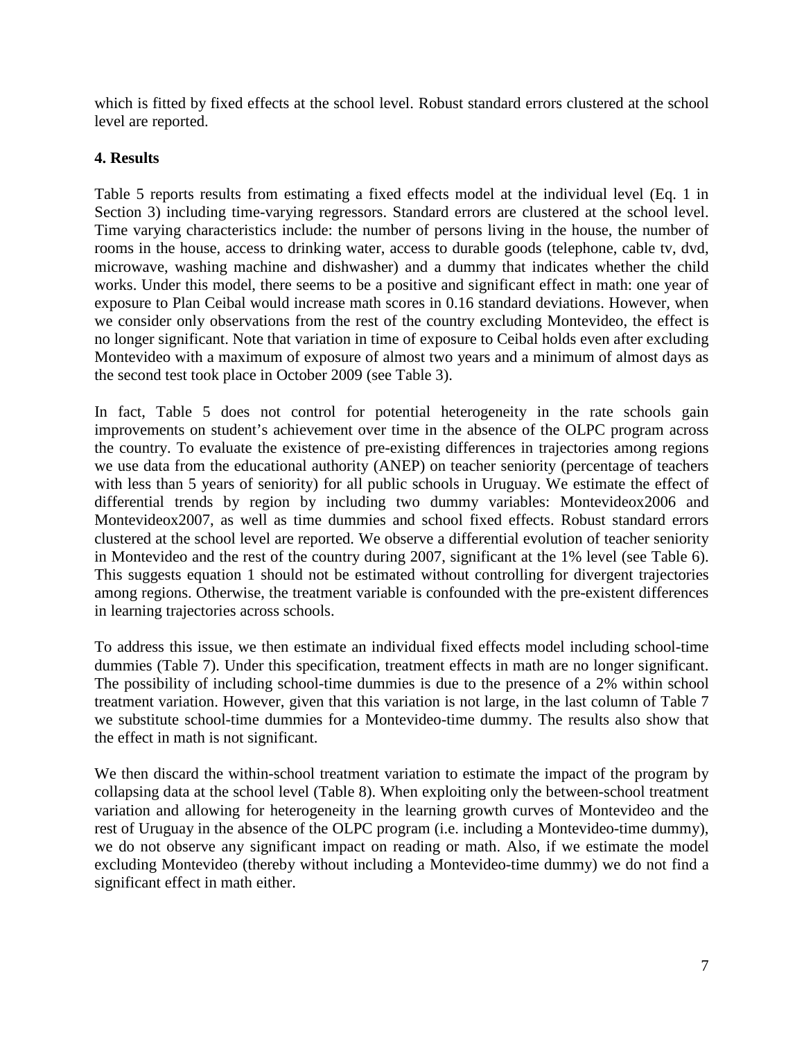which is fitted by fixed effects at the school level. Robust standard errors clustered at the school level are reported.

## 4. Results

Table 5 reports results from estimating a fixed effects model at the individual level (Eq. 1 in Section 3) including time-varying regressors. Standard errors are clustered at the school level. Time varying characteristics include: the number of persons living in the house, the number of rooms in the house, access to drinking water, access to durable goods (telephone, cable tv, dvd, microwave, washing machine and dishwasher) and a dummy that indicates whether the child works. Under this model, there seems to be a positive and significant effect in math: one year of exposure to Plan Ceibal would increase math scores in 0.16 standard deviations. However, when we consider only observations from the rest of the country excluding Montevideo, the effect is no longer significant. Note that variation in time of exposure to Ceibal holds even after excluding Montevideo with a maximum of exposure of almost two years and a minimum of almost days as the second test took place in October 2009 (see Table 3).

In fact, Table 5 does not control for potential heterogeneity in the rate schools gain improvements on student's achievement over time in the absence of the OLPC program across the country. To evaluate the existence of pre-existing differences in trajectories among regions we use data from the educational authority (ANEP) on teacher seniority (percentage of teachers with less than 5 years of seniority) for all public schools in Uruguay. We estimate the effect of differential trends by region by including two dummy variables: Montevideox2006 and Montevideox2007, as well as time dummies and school fixed effects. Robust standard errors clustered at the school level are reported. We observe a differential evolution of teacher seniority in Montevideo and the rest of the country during 2007, significant at the 1% level (see Table 6). This suggests equation 1 should not be estimated without controlling for divergent trajectories among regions. Otherwise, the treatment variable is confounded with the pre-existent differences in learning trajectories across schools.

To address this issue, we then estimate an individual fixed effects model including school-time dummies (Table 7). Under this specification, treatment effects in math are no longer significant. The possibility of including school-time dummies is due to the presence of a 2% within school treatment variation. However, given that this variation is not large, in the last column of Table 7 we substitute school-time dummies for a Montevideo-time dummy. The results also show that the effect in math is not significant.

We then discard the within-school treatment variation to estimate the impact of the program by collapsing data at the school level (Table 8). When exploiting only the between-school treatment variation and allowing for heterogeneity in the learning growth curves of Montevideo and the rest of Uruguay in the absence of the OLPC program (i.e. including a Montevideo-time dummy), we do not observe any significant impact on reading or math. Also, if we estimate the model excluding Montevideo (thereby without including a Montevideo-time dummy) we do not find a significant effect in math either.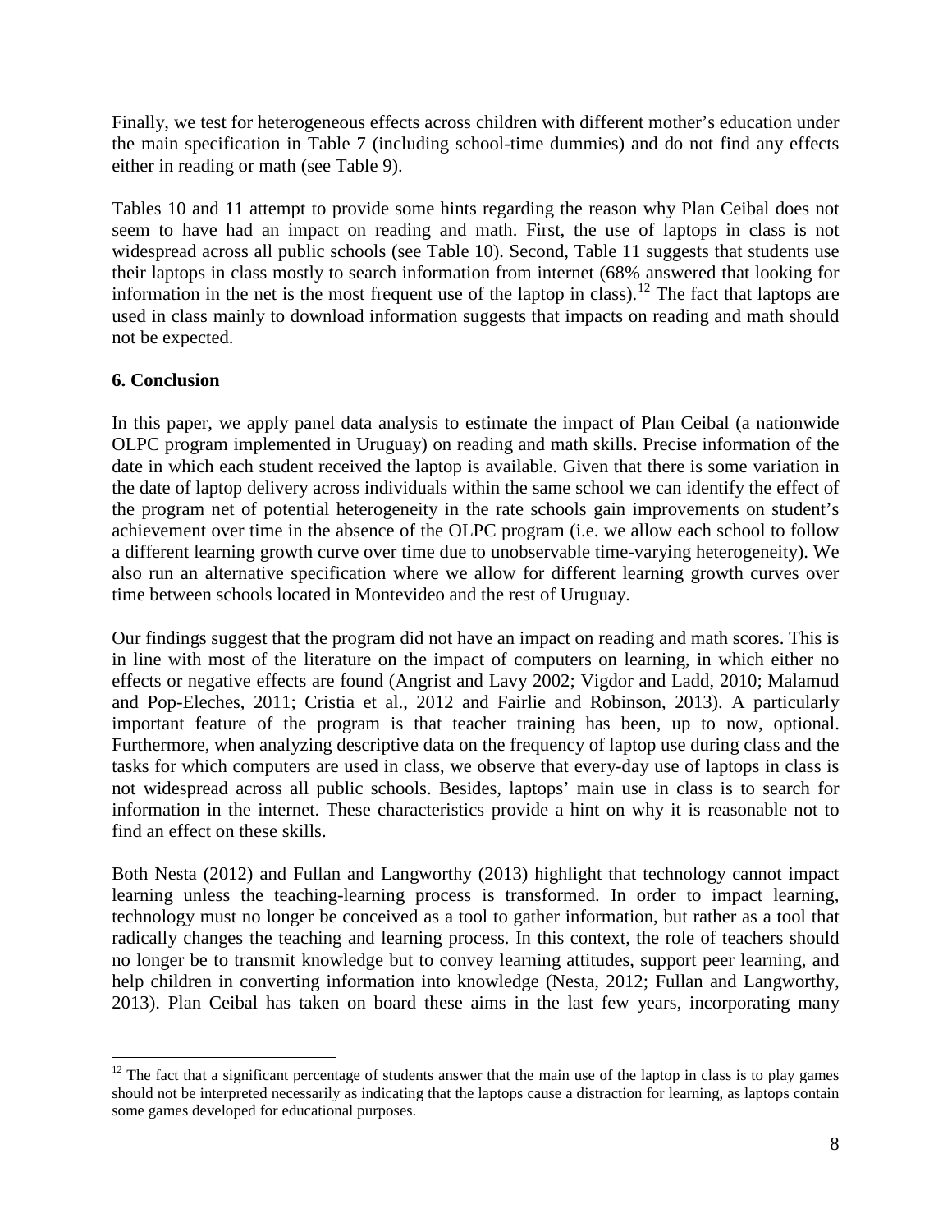Finally, we test for heterogeneous effects across children with different mother's education under the main specification in Table 7 (including school-time dummies) and do not find any effects either in reading or math (see Table 9).

Tables 10 and 11 attempt to provide some hints regarding the reason why Plan Ceibal does not seem to have had an impact on reading and math. First, the use of laptops in class is not widespread across all public schools (see Table 10). Second, Table 11 suggests that students use their laptops in class mostly to search information from internet (68% answered that looking for information in the net is the most frequent use of the laptop in class).[12] The fact that laptops are used in class mainly to download information suggests that impacts on reading and math should not be expected.

## 6. Conclusion

In this paper, we apply panel data analysis to estimate the impact of Plan Ceibal (a nationwide OLPC program implemented in Uruguay) on reading and math skills. Precise information of the date in which each student received the laptop is available. Given that there is some variation in the date of laptop delivery across individuals within the same school we can identify the effect of the program net of potential heterogeneity in the rate schools gain improvements on student's achievement over time in the absence of the OLPC program (i.e. we allow each school to follow a different learning growth curve over time due to unobservable time-varying heterogeneity). We also run an alternative specification where we allow for different learning growth curves over time between schools located in Montevideo and the rest of Uruguay.

Our findings suggest that the program did not have an impact on reading and math scores. This is in line with most of the literature on the impact of computers on learning, in which either no effects or negative effects are found (Angrist and Lavy 2002; Vigdor and Ladd, 2010; Malamud and Pop-Eleches, 2011; Cristia et al., 2012 and Fairlie and Robinson, 2013). A particularly important feature of the program is that teacher training has been, up to now, optional. Furthermore, when analyzing descriptive data on the frequency of laptop use during class and the tasks for which computers are used in class, we observe that every-day use of laptops in class is not widespread across all public schools. Besides, laptops' main use in class is to search for information in the internet. These characteristics provide a hint on why it is reasonable not to find an effect on these skills.

Both Nesta (2012) and Fullan and Langworthy (2013) highlight that technology cannot impact learning unless the teaching-learning process is transformed. In order to impact learning, technology must no longer be conceived as a tool to gather information, but rather as a tool that radically changes the teaching and learning process. In this context, the role of teachers should no longer be to transmit knowledge but to convey learning attitudes, support peer learning, and help children in converting information into knowledge (Nesta, 2012; Fullan and Langworthy, 2013). Plan Ceibal has taken on board these aims in the last few years, incorporating many

[12] The fact that a significant percentage of students answer that the main use of the laptop in class is to play games should not be interpreted necessarily as indicating that the laptops cause a distraction for learning, as laptops contain some games developed for educational purposes.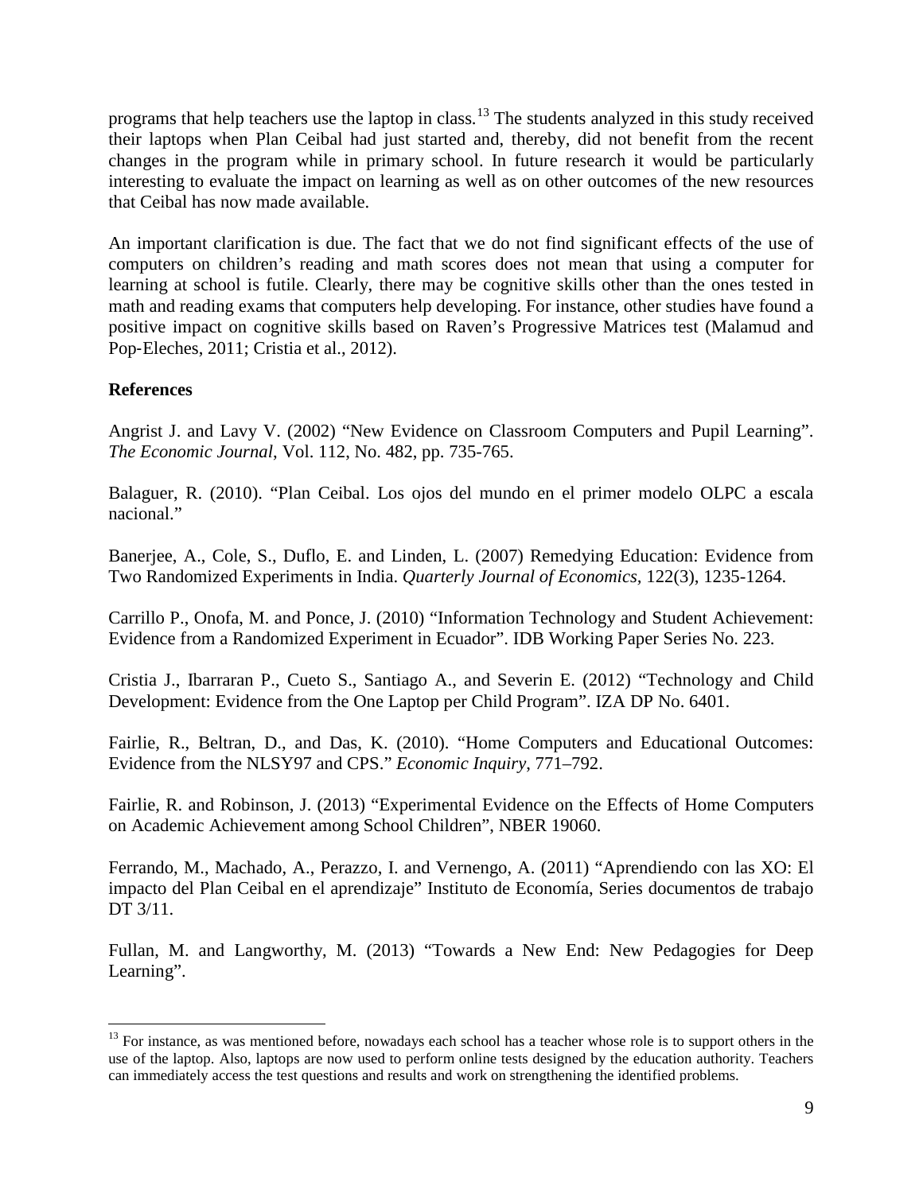programs that help teachers use the laptop in class.[13] The students analyzed in this study received their laptops when Plan Ceibal had just started and, thereby, did not benefit from the recent changes in the program while in primary school. In future research it would be particularly interesting to evaluate the impact on learning as well as on other outcomes of the new resources that Ceibal has now made available.

An important clarification is due. The fact that we do not find significant effects of the use of computers on children's reading and math scores does not mean that using a computer for learning at school is futile. Clearly, there may be cognitive skills other than the ones tested in math and reading exams that computers help developing. For instance, other studies have found a positive impact on cognitive skills based on Raven's Progressive Matrices test (Malamud and Pop-Eleches, 2011; Cristia et al., 2012).

**References**

Angrist J. and Lavy V. (2002) "New Evidence on Classroom Computers and Pupil Learning". *The Economic Journal*, Vol. 112, No. 482, pp. 735-765.

Balaguer, R. (2010). "Plan Ceibal. Los ojos del mundo en el primer modelo OLPC a escala nacional."

Banerjee, A., Cole, S., Duflo, E. and Linden, L. (2007) Remedying Education: Evidence from Two Randomized Experiments in India. *Quarterly Journal of Economics*, 122(3), 1235-1264.

Carrillo P., Onofa, M. and Ponce, J. (2010) "Information Technology and Student Achievement: Evidence from a Randomized Experiment in Ecuador". IDB Working Paper Series No. 223.

Cristia J., Ibarraran P., Cueto S., Santiago A., and Severin E. (2012) "Technology and Child Development: Evidence from the One Laptop per Child Program". IZA DP No. 6401.

Fairlie, R., Beltran, D., and Das, K. (2010). "Home Computers and Educational Outcomes: Evidence from the NLSY97 and CPS." *Economic Inquiry*, 771–792.

Fairlie, R. and Robinson, J. (2013) "Experimental Evidence on the Effects of Home Computers on Academic Achievement among School Children", NBER 19060.

Ferrando, M., Machado, A., Perazzo, I. and Vernengo, A. (2011) "Aprendiendo con las XO: El impacto del Plan Ceibal en el aprendizaje" Instituto de Economía, Series documentos de trabajo DT 3/11.

Fullan, M. and Langworthy, M. (2013) "Towards a New End: New Pedagogies for Deep Learning".

[13] For instance, as was mentioned before, nowadays each school has a teacher whose role is to support others in the use of the laptop. Also, laptops are now used to perform online tests designed by the education authority. Teachers can immediately access the test questions and results and work on strengthening the identified problems.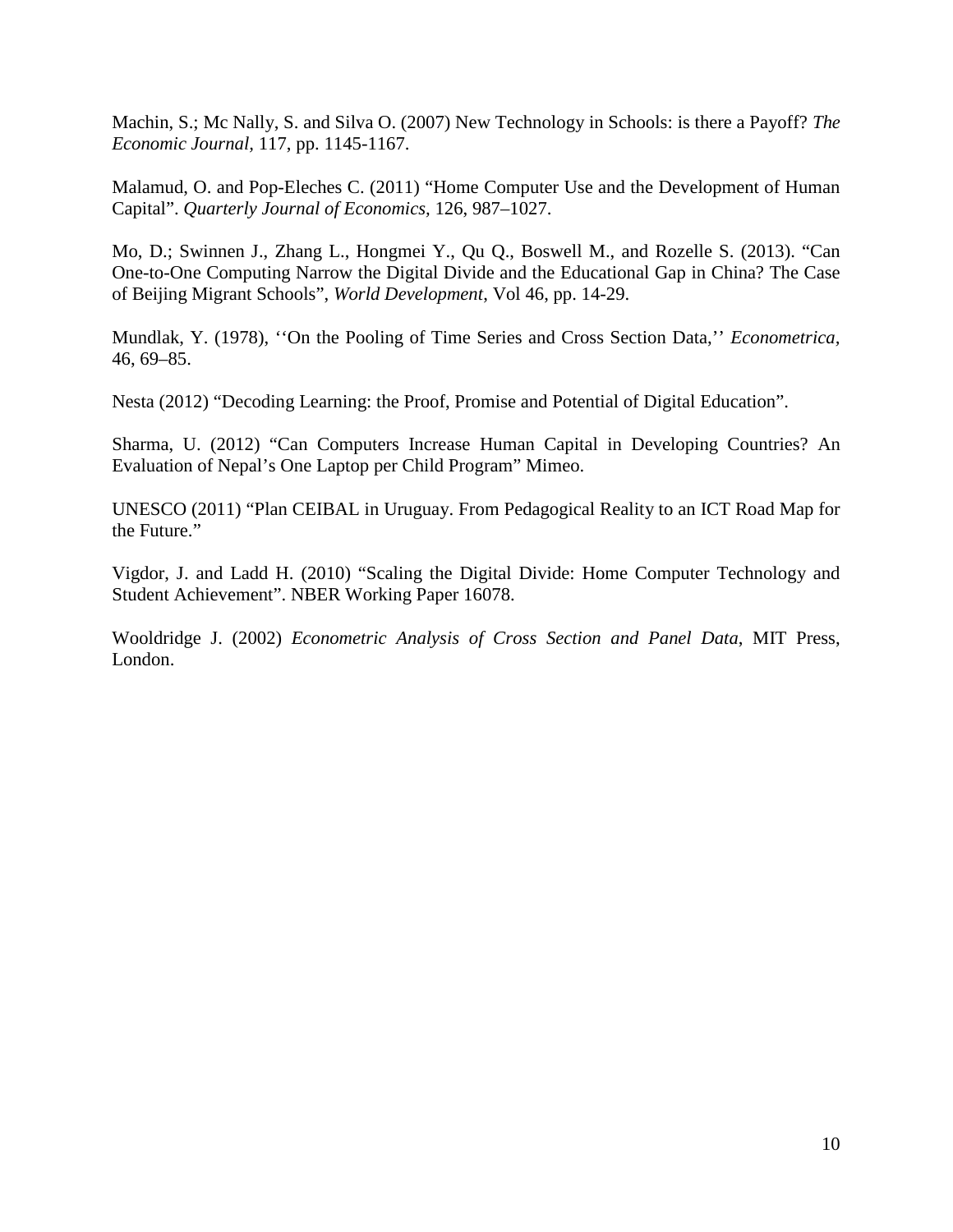Machin, S.; Mc Nally, S. and Silva O. (2007) New Technology in Schools: is there a Payoff? *The Economic Journal*, 117, pp. 1145-1167.

Malamud, O. and Pop-Eleches C. (2011) "Home Computer Use and the Development of Human Capital". *Quarterly Journal of Economics,* 126, 987–1027.

Mo, D.; Swinnen J., Zhang L., Hongmei Y., Qu Q., Boswell M., and Rozelle S. (2013). "Can One-to-One Computing Narrow the Digital Divide and the Educational Gap in China? The Case of Beijing Migrant Schools", *World Development*, Vol 46, pp. 14-29.

Mundlak, Y. (1978), ''On the Pooling of Time Series and Cross Section Data,'' *Econometrica,* 46, 69–85.

Nesta (2012) "Decoding Learning: the Proof, Promise and Potential of Digital Education".

Sharma, U. (2012) "Can Computers Increase Human Capital in Developing Countries? An Evaluation of Nepal's One Laptop per Child Program" Mimeo.

UNESCO (2011) "Plan CEIBAL in Uruguay. From Pedagogical Reality to an ICT Road Map for the Future."

Vigdor, J. and Ladd H. (2010) "Scaling the Digital Divide: Home Computer Technology and Student Achievement". NBER Working Paper 16078.

Wooldridge J. (2002) *Econometric Analysis of Cross Section and Panel Data*, MIT Press, London.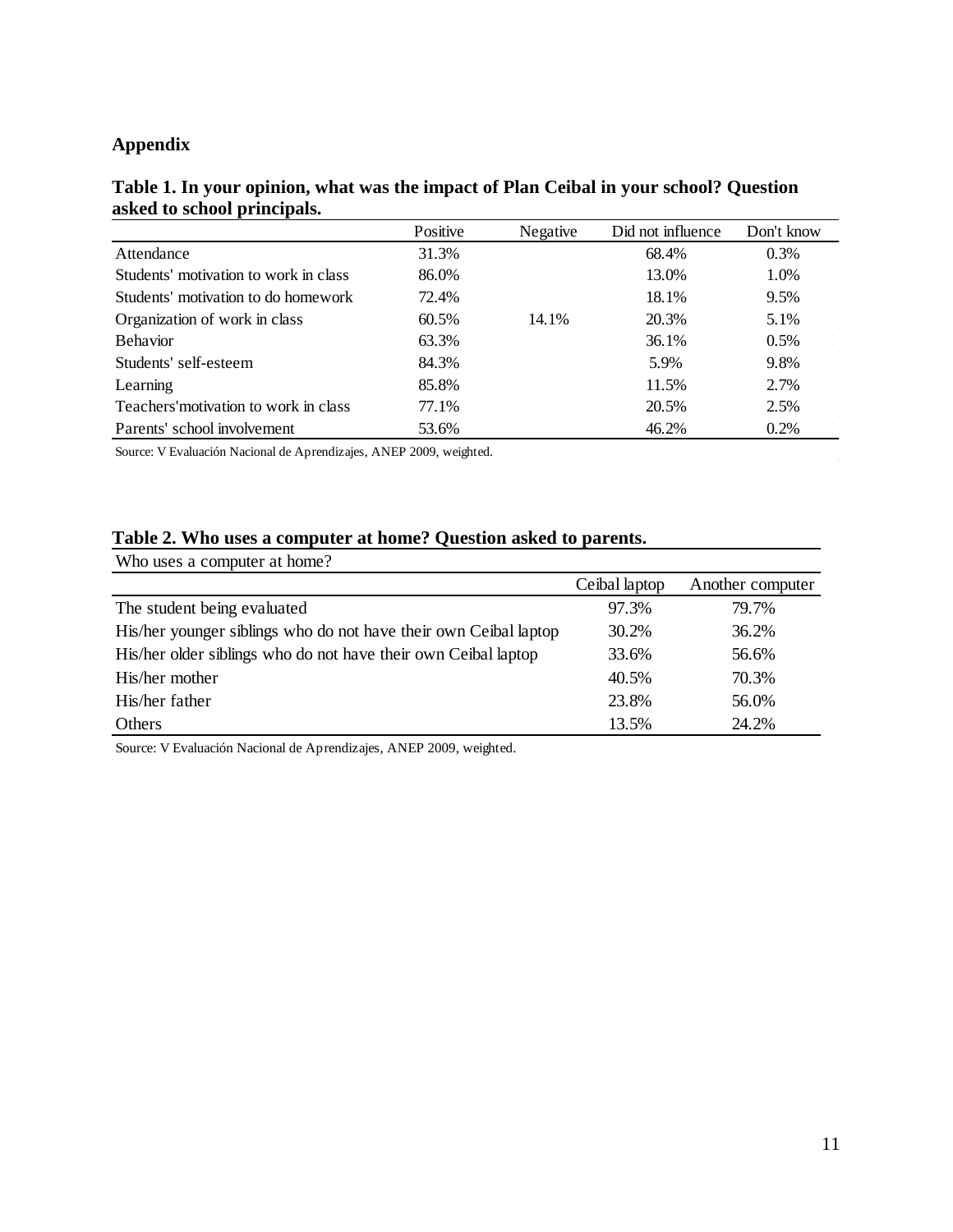## Appendix

**Table 1. In your opinion, what was the impact of Plan Ceibal in your school? Question asked to school principals.**

| | Positive | Negative | Did not influence | Don't know |
|---|---|---|---|---|
| Attendance | 31.3% | | 68.4% | 0.3% |
| Students' motivation to work in class | 86.0% | | 13.0% | 1.0% |
| Students' motivation to do homework | 72.4% | | 18.1% | 9.5% |
| Organization of work in class | 60.5% | 14.1% | 20.3% | 5.1% |
| Behavior | 63.3% | | 36.1% | 0.5% |
| Students' self-esteem | 84.3% | | 5.9% | 9.8% |
| Learning | 85.8% | | 11.5% | 2.7% |
| Teachers'motivation to work in class | 77.1% | | 20.5% | 2.5% |
| Parents' school involvement | 53.6% | | 46.2% | 0.2% |

Source: V Evaluación Nacional de Aprendizajes, ANEP 2009, weighted.

**Table 2. Who uses a computer at home? Question asked to parents.**

| Who uses a computer at home? | | |
|---|---|---|
| | Ceibal laptop | Another computer |
| The student being evaluated | 97.3% | 79.7% |
| His/her younger siblings who do not have their own Ceibal laptop | 30.2% | 36.2% |
| His/her older siblings who do not have their own Ceibal laptop | 33.6% | 56.6% |
| His/her mother | 40.5% | 70.3% |
| His/her father | 23.8% | 56.0% |
| Others | 13.5% | 24.2% |

Source: V Evaluación Nacional de Aprendizajes, ANEP 2009, weighted.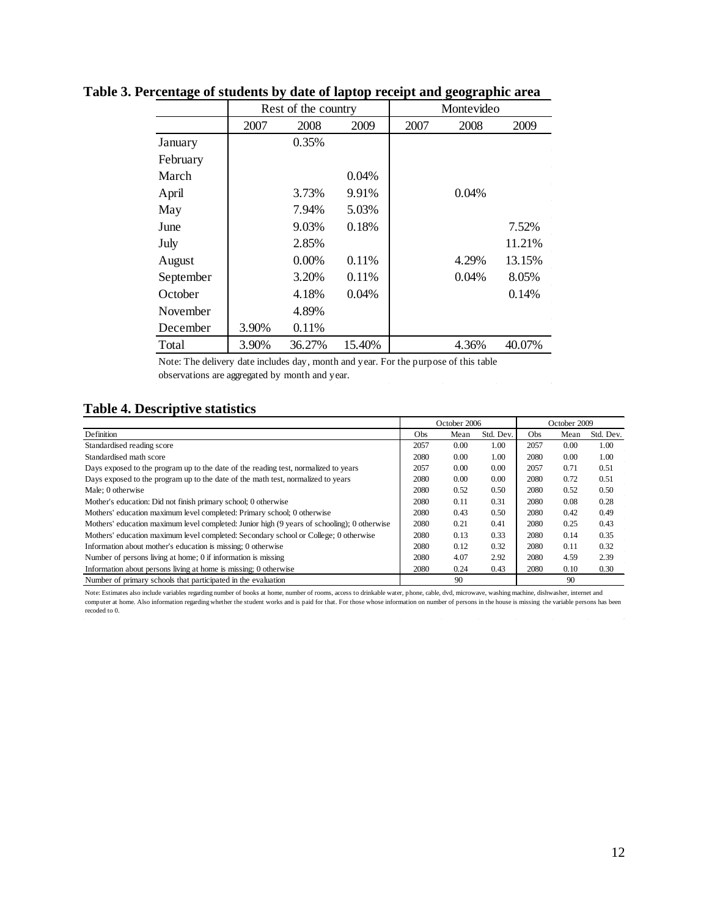**Table 3. Percentage of students by date of laptop receipt and geographic area**

| | Rest of the country | | | Montevideo | | |
|---|---|---|---|---|---|---|
| | 2007 | 2008 | 2009 | 2007 | 2008 | 2009 |
| January | | 0.35% | | | | |
| February | | | | | | |
| March | | | 0.04% | | | |
| April | | 3.73% | 9.91% | | 0.04% | |
| May | | 7.94% | 5.03% | | | |
| June | | 9.03% | 0.18% | | | 7.52% |
| July | | 2.85% | | | | 11.21% |
| August | | 0.00% | 0.11% | | 4.29% | 13.15% |
| September | | 3.20% | 0.11% | | 0.04% | 8.05% |
| October | | 4.18% | 0.04% | | | 0.14% |
| November | | 4.89% | | | | |
| December | 3.90% | 0.11% | | | | |
| Total | 3.90% | 36.27% | 15.40% | | 4.36% | 40.07% |

Note: The delivery date includes day, month and year. For the purpose of this table observations are aggregated by month and year.

**Table 4. Descriptive statistics**

| | October 2006 | | | October 2009 | | |
|---|---|---|---|---|---|---|
| Definition | Obs | Mean | Std. Dev. | Obs | Mean | Std. Dev. |
| Standardised reading score | 2057 | 0.00 | 1.00 | 2057 | 0.00 | 1.00 |
| Standardised math score | 2080 | 0.00 | 1.00 | 2080 | 0.00 | 1.00 |
| Days exposed to the program up to the date of the reading test, normalized to years | 2057 | 0.00 | 0.00 | 2057 | 0.71 | 0.51 |
| Days exposed to the program up to the date of the math test, normalized to years | 2080 | 0.00 | 0.00 | 2080 | 0.72 | 0.51 |
| Male; 0 otherwise | 2080 | 0.52 | 0.50 | 2080 | 0.52 | 0.50 |
| Mother's education: Did not finish primary school; 0 otherwise | 2080 | 0.11 | 0.31 | 2080 | 0.08 | 0.28 |
| Mothers' education maximum level completed: Primary school; 0 otherwise | 2080 | 0.43 | 0.50 | 2080 | 0.42 | 0.49 |
| Mothers' education maximum level completed: Junior high (9 years of schooling); 0 otherwise | 2080 | 0.21 | 0.41 | 2080 | 0.25 | 0.43 |
| Mothers' education maximum level completed: Secondary school or College; 0 otherwise | 2080 | 0.13 | 0.33 | 2080 | 0.14 | 0.35 |
| Information about mother's education is missing; 0 otherwise | 2080 | 0.12 | 0.32 | 2080 | 0.11 | 0.32 |
| Number of persons living at home; 0 if information is missing | 2080 | 4.07 | 2.92 | 2080 | 4.59 | 2.39 |
| Information about persons living at home is missing; 0 otherwise | 2080 | 0.24 | 0.43 | 2080 | 0.10 | 0.30 |
| Number of primary schools that participated in the evaluation | | 90 | | | 90 | |

Note: Estimates also include variables regarding number of books at home, number of rooms, access to drinkable water, phone, cable, dvd, microwave, washing machine, dishwasher, internet and computer at home. Also information regarding whether the student works and is paid for that. For those whose information on number of persons in the house is missing the variable persons has been recoded to 0.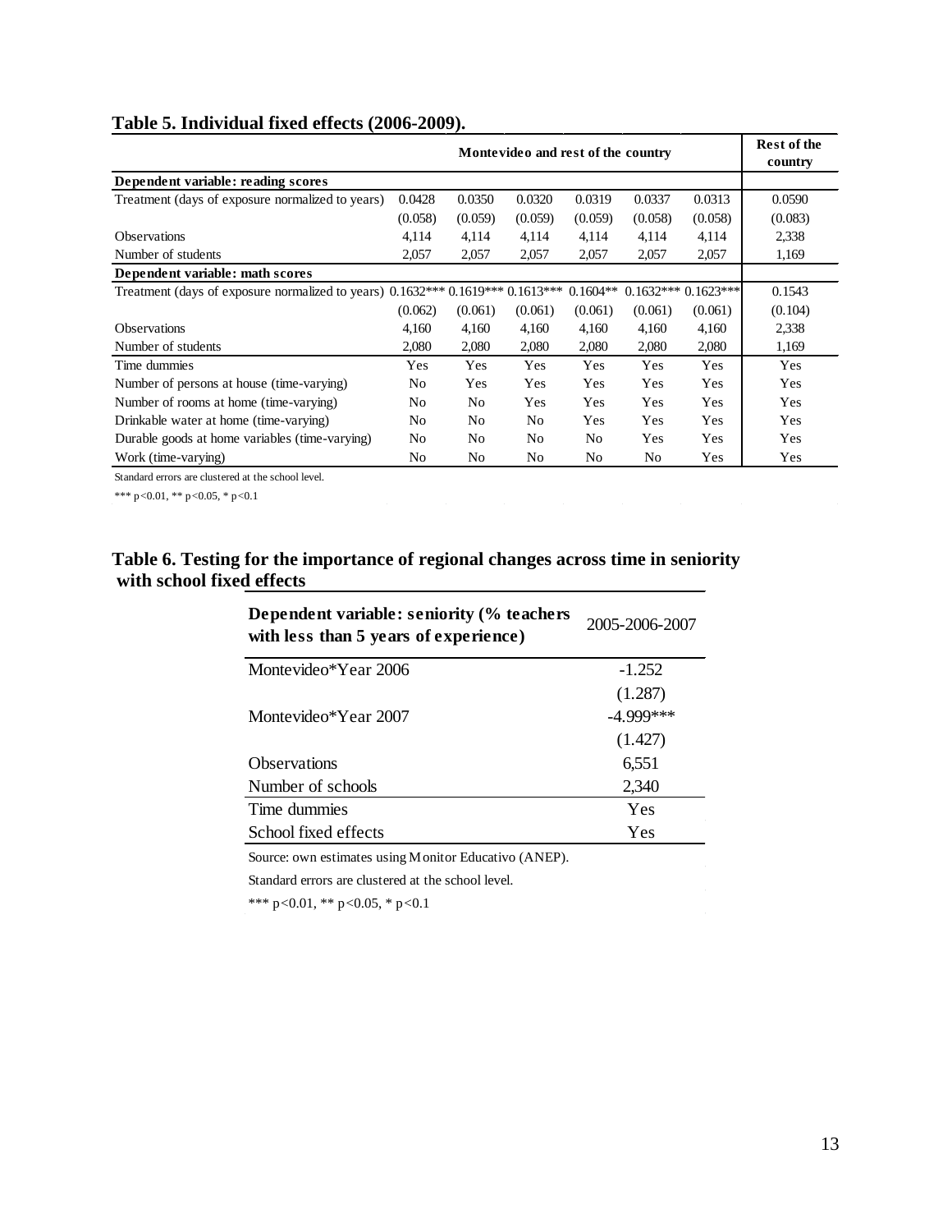**Table 5. Individual fixed effects (2006-2009).**

| | Montevideo and rest of the country | | | | | | Rest of the country |
|---|---|---|---|---|---|---|---|
| **Dependent variable: reading scores** | | | | | | | |
| Treatment (days of exposure normalized to years) | 0.0428 | 0.0350 | 0.0320 | 0.0319 | 0.0337 | 0.0313 | 0.0590 |
| | (0.058) | (0.059) | (0.059) | (0.059) | (0.058) | (0.058) | (0.083) |
| Observations | 4,114 | 4,114 | 4,114 | 4,114 | 4,114 | 4,114 | 2,338 |
| Number of students | 2,057 | 2,057 | 2,057 | 2,057 | 2,057 | 2,057 | 1,169 |
| **Dependent variable: math scores** | | | | | | | |
| Treatment (days of exposure normalized to years) | 0.1632*** | 0.1619*** | 0.1613*** | 0.1604** | 0.1632*** | 0.1623*** | 0.1543 |
| | (0.062) | (0.061) | (0.061) | (0.061) | (0.061) | (0.061) | (0.104) |
| Observations | 4,160 | 4,160 | 4,160 | 4,160 | 4,160 | 4,160 | 2,338 |
| Number of students | 2,080 | 2,080 | 2,080 | 2,080 | 2,080 | 2,080 | 1,169 |
| Time dummies | Yes | Yes | Yes | Yes | Yes | Yes | Yes |
| Number of persons at house (time-varying) | No | Yes | Yes | Yes | Yes | Yes | Yes |
| Number of rooms at home (time-varying) | No | No | Yes | Yes | Yes | Yes | Yes |
| Drinkable water at home (time-varying) | No | No | No | Yes | Yes | Yes | Yes |
| Durable goods at home variables (time-varying) | No | No | No | No | Yes | Yes | Yes |
| Work (time-varying) | No | No | No | No | No | Yes | Yes |

Standard errors are clustered at the school level.

*** p<0.01, ** p<0.05, * p<0.1

**Table 6. Testing for the importance of regional changes across time in seniority with school fixed effects**

| Dependent variable: seniority (% teachers with less than 5 years of experience) | 2005-2006-2007 |
|---|---|
| Montevideo*Year 2006 | -1.252 |
| | (1.287) |
| Montevideo*Year 2007 | -4.999*** |
| | (1.427) |
| Observations | 6,551 |
| Number of schools | 2,340 |
| Time dummies | Yes |
| School fixed effects | Yes |

Source: own estimates using Monitor Educativo (ANEP).

Standard errors are clustered at the school level.

*** p<0.01, ** p<0.05, * p<0.1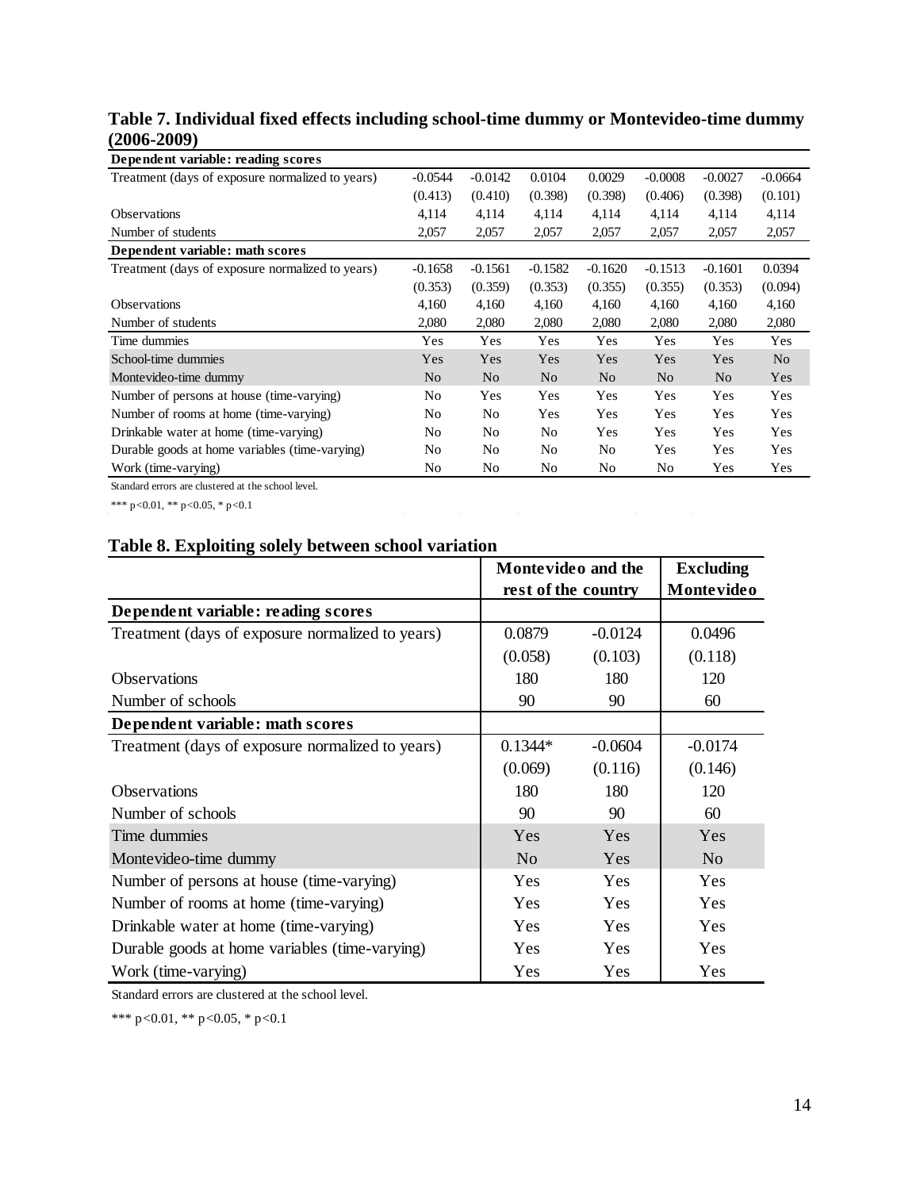**Table 7. Individual fixed effects including school-time dummy or Montevideo-time dummy (2006-2009)**

| | | | | | | | |
|---|---|---|---|---|---|---|---|
| **Dependent variable: reading scores** | | | | | | | |
| Treatment (days of exposure normalized to years) | -0.0544 | -0.0142 | 0.0104 | 0.0029 | -0.0008 | -0.0027 | -0.0664 |
| | (0.413) | (0.410) | (0.398) | (0.398) | (0.406) | (0.398) | (0.101) |
| Observations | 4,114 | 4,114 | 4,114 | 4,114 | 4,114 | 4,114 | 4,114 |
| Number of students | 2,057 | 2,057 | 2,057 | 2,057 | 2,057 | 2,057 | 2,057 |
| **Dependent variable: math scores** | | | | | | | |
| Treatment (days of exposure normalized to years) | -0.1658 | -0.1561 | -0.1582 | -0.1620 | -0.1513 | -0.1601 | 0.0394 |
| | (0.353) | (0.359) | (0.353) | (0.355) | (0.355) | (0.353) | (0.094) |
| Observations | 4,160 | 4,160 | 4,160 | 4,160 | 4,160 | 4,160 | 4,160 |
| Number of students | 2,080 | 2,080 | 2,080 | 2,080 | 2,080 | 2,080 | 2,080 |
| Time dummies | Yes | Yes | Yes | Yes | Yes | Yes | Yes |
| School-time dummies | Yes | Yes | Yes | Yes | Yes | Yes | No |
| Montevideo-time dummy | No | No | No | No | No | No | Yes |
| Number of persons at house (time-varying) | No | Yes | Yes | Yes | Yes | Yes | Yes |
| Number of rooms at home (time-varying) | No | No | Yes | Yes | Yes | Yes | Yes |
| Drinkable water at home (time-varying) | No | No | No | Yes | Yes | Yes | Yes |
| Durable goods at home variables (time-varying) | No | No | No | No | Yes | Yes | Yes |
| Work (time-varying) | No | No | No | No | No | Yes | Yes |

Standard errors are clustered at the school level.

*** p<0.01, ** p<0.05, * p<0.1

**Table 8. Exploiting solely between school variation**

| | Montevideo and the rest of the country | | Excluding Montevideo |
|---|---|---|---|
| **Dependent variable: reading scores** | | | |
| Treatment (days of exposure normalized to years) | 0.0879 | -0.0124 | 0.0496 |
| | (0.058) | (0.103) | (0.118) |
| Observations | 180 | 180 | 120 |
| Number of schools | 90 | 90 | 60 |
| **Dependent variable: math scores** | | | |
| Treatment (days of exposure normalized to years) | 0.1344* | -0.0604 | -0.0174 |
| | (0.069) | (0.116) | (0.146) |
| Observations | 180 | 180 | 120 |
| Number of schools | 90 | 90 | 60 |
| Time dummies | Yes | Yes | Yes |
| Montevideo-time dummy | No | Yes | No |
| Number of persons at house (time-varying) | Yes | Yes | Yes |
| Number of rooms at home (time-varying) | Yes | Yes | Yes |
| Drinkable water at home (time-varying) | Yes | Yes | Yes |
| Durable goods at home variables (time-varying) | Yes | Yes | Yes |
| Work (time-varying) | Yes | Yes | Yes |

Standard errors are clustered at the school level.

*** p<0.01, ** p<0.05, * p<0.1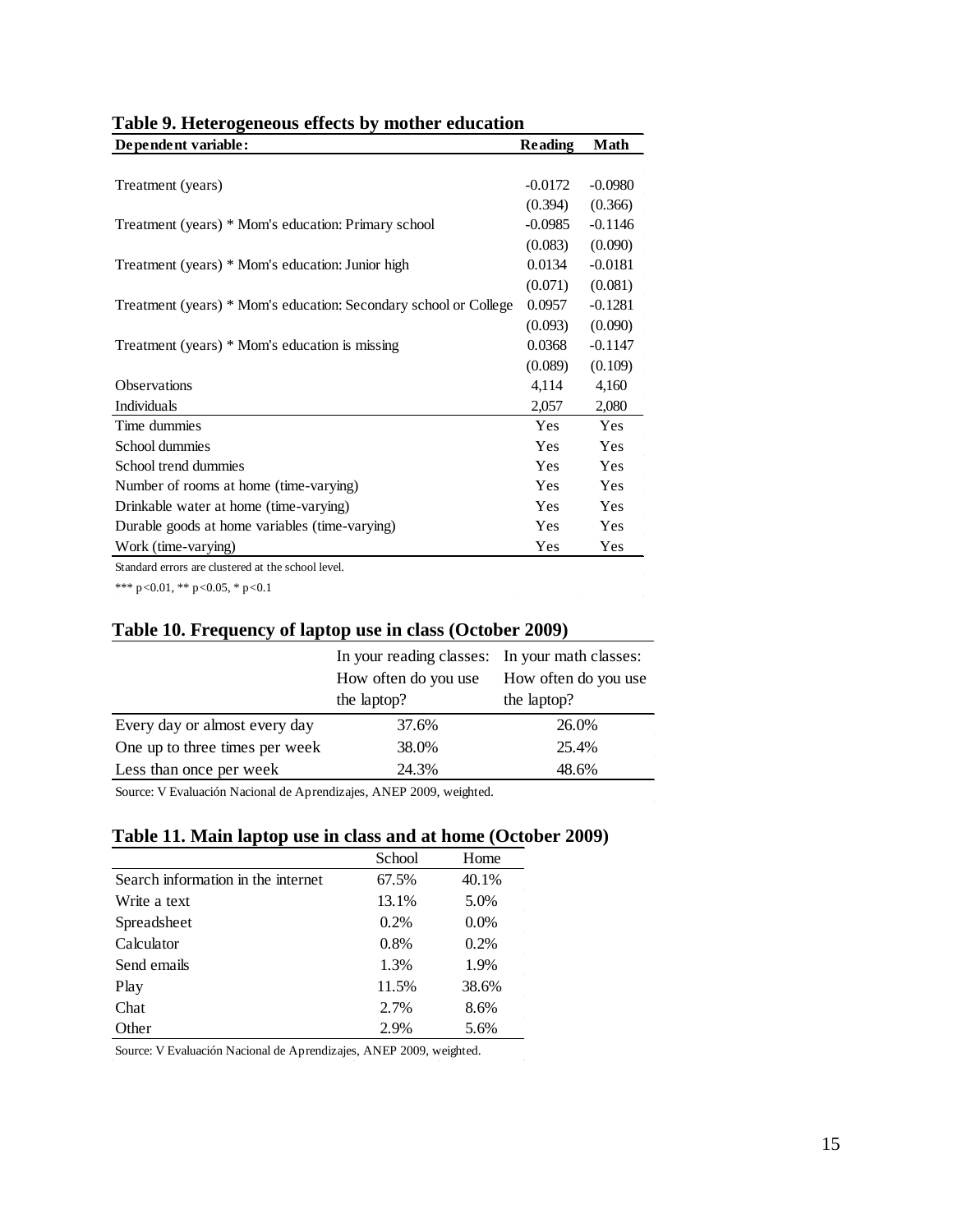**Table 9. Heterogeneous effects by mother education**

| Dependent variable: | Reading | Math |
|---|---|---|
| Treatment (years) | -0.0172 | -0.0980 |
| | (0.394) | (0.366) |
| Treatment (years) * Mom's education: Primary school | -0.0985 | -0.1146 |
| | (0.083) | (0.090) |
| Treatment (years) * Mom's education: Junior high | 0.0134 | -0.0181 |
| | (0.071) | (0.081) |
| Treatment (years) * Mom's education: Secondary school or College | 0.0957 | -0.1281 |
| | (0.093) | (0.090) |
| Treatment (years) * Mom's education is missing | 0.0368 | -0.1147 |
| | (0.089) | (0.109) |
| Observations | 4,114 | 4,160 |
| Individuals | 2,057 | 2,080 |
| Time dummies | Yes | Yes |
| School dummies | Yes | Yes |
| School trend dummies | Yes | Yes |
| Number of rooms at home (time-varying) | Yes | Yes |
| Drinkable water at home (time-varying) | Yes | Yes |
| Durable goods at home variables (time-varying) | Yes | Yes |
| Work (time-varying) | Yes | Yes |

Standard errors are clustered at the school level.

*** p<0.01, ** p<0.05, * p<0.1

**Table 10. Frequency of laptop use in class (October 2009)**

| | In your reading classes: How often do you use the laptop? | In your math classes: How often do you use the laptop? |
|---|---|---|
| Every day or almost every day | 37.6% | 26.0% |
| One up to three times per week | 38.0% | 25.4% |
| Less than once per week | 24.3% | 48.6% |

Source: V Evaluación Nacional de Aprendizajes, ANEP 2009, weighted.

**Table 11. Main laptop use in class and at home (October 2009)**

| | School | Home |
|---|---|---|
| Search information in the internet | 67.5% | 40.1% |
| Write a text | 13.1% | 5.0% |
| Spreadsheet | 0.2% | 0.0% |
| Calculator | 0.8% | 0.2% |
| Send emails | 1.3% | 1.9% |
| Play | 11.5% | 38.6% |
| Chat | 2.7% | 8.6% |
| Other | 2.9% | 5.6% |

Source: V Evaluación Nacional de Aprendizajes, ANEP 2009, weighted.